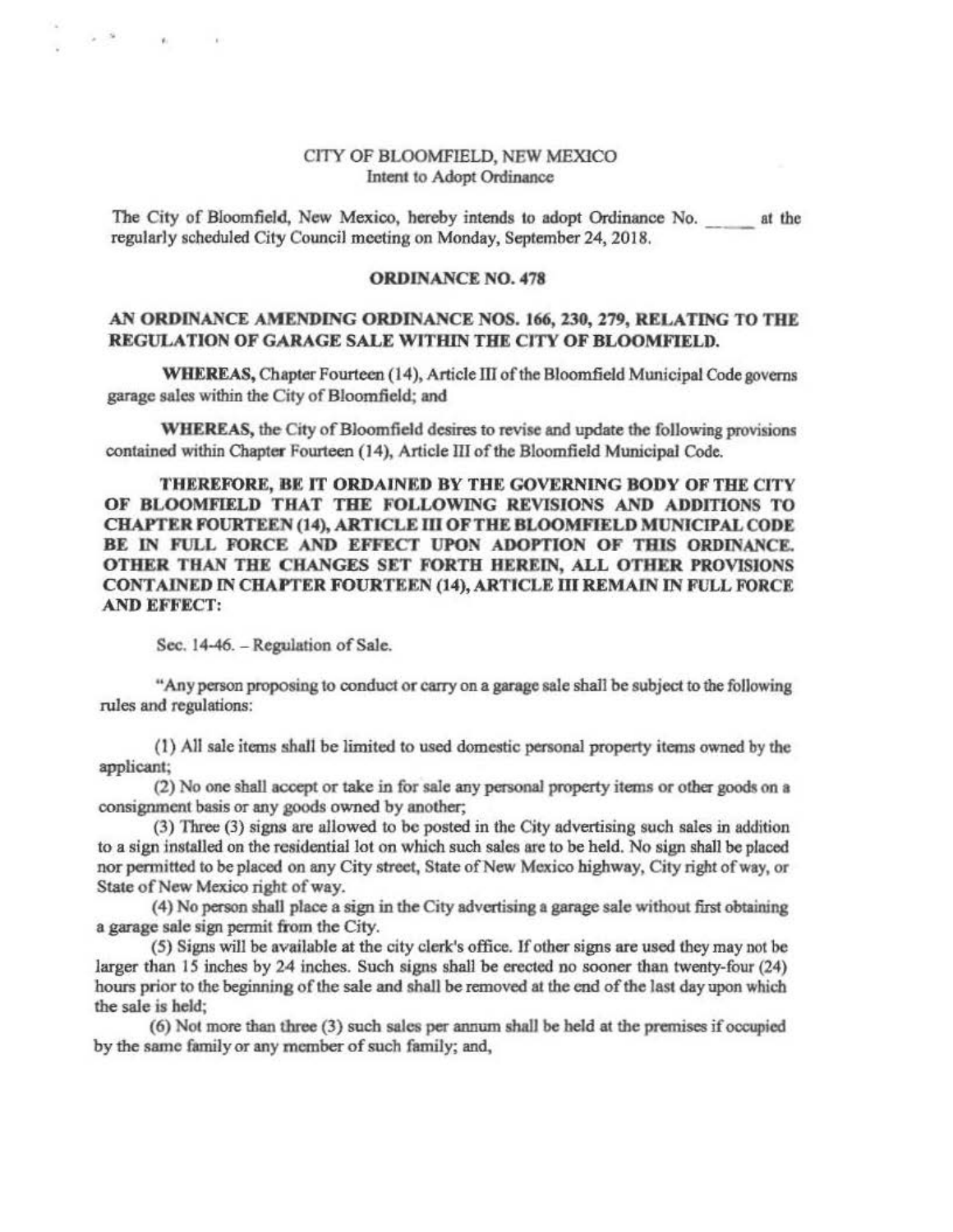CITY OF BLOOMFIELD, NEW MEXICO
Intent to Adopt Ordinance

The City of Bloomfield, New Mexico, hereby intends to adopt Ordinance No. _____ at the regularly scheduled City Council meeting on Monday, September 24, 2018.

**ORDINANCE NO. 478**

**AN ORDINANCE AMENDING ORDINANCE NOS. 166, 230, 279, RELATING TO THE REGULATION OF GARAGE SALE WITHIN THE CITY OF BLOOMFIELD.**

**WHEREAS,** Chapter Fourteen (14), Article III of the Bloomfield Municipal Code governs garage sales within the City of Bloomfield; and

**WHEREAS,** the City of Bloomfield desires to revise and update the following provisions contained within Chapter Fourteen (14), Article III of the Bloomfield Municipal Code.

**THEREFORE, BE IT ORDAINED BY THE GOVERNING BODY OF THE CITY OF BLOOMFIELD THAT THE FOLLOWING REVISIONS AND ADDITIONS TO CHAPTER FOURTEEN (14), ARTICLE III OF THE BLOOMFIELD MUNICIPAL CODE BE IN FULL FORCE AND EFFECT UPON ADOPTION OF THIS ORDINANCE. OTHER THAN THE CHANGES SET FORTH HEREIN, ALL OTHER PROVISIONS CONTAINED IN CHAPTER FOURTEEN (14), ARTICLE III REMAIN IN FULL FORCE AND EFFECT:**

Sec. 14-46. – Regulation of Sale.

"Any person proposing to conduct or carry on a garage sale shall be subject to the following rules and regulations:

(1) All sale items shall be limited to used domestic personal property items owned by the applicant;

(2) No one shall accept or take in for sale any personal property items or other goods on a consignment basis or any goods owned by another;

(3) Three (3) signs are allowed to be posted in the City advertising such sales in addition to a sign installed on the residential lot on which such sales are to be held. No sign shall be placed nor permitted to be placed on any City street, State of New Mexico highway, City right of way, or State of New Mexico right of way.

(4) No person shall place a sign in the City advertising a garage sale without first obtaining a garage sale sign permit from the City.

(5) Signs will be available at the city clerk's office. If other signs are used they may not be larger than 15 inches by 24 inches. Such signs shall be erected no sooner than twenty-four (24) hours prior to the beginning of the sale and shall be removed at the end of the last day upon which the sale is held;

(6) Not more than three (3) such sales per annum shall be held at the premises if occupied by the same family or any member of such family; and,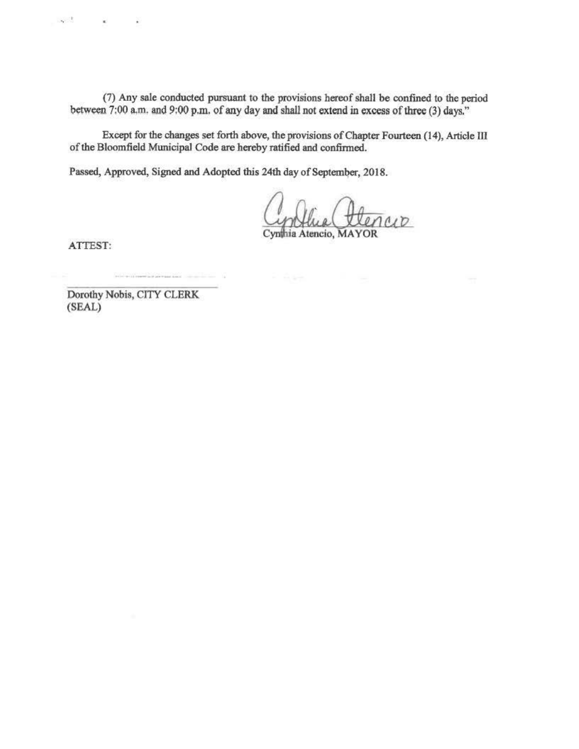(7) Any sale conducted pursuant to the provisions hereof shall be confined to the period between 7:00 a.m. and 9:00 p.m. of any day and shall not extend in excess of three (3) days."

Except for the changes set forth above, the provisions of Chapter Fourteen (14), Article III of the Bloomfield Municipal Code are hereby ratified and confirmed.

Passed, Approved, Signed and Adopted this 24th day of September, 2018.

Cynthia Atencio, MAYOR

ATTEST:

Dorothy Nobis, CITY CLERK
(SEAL)